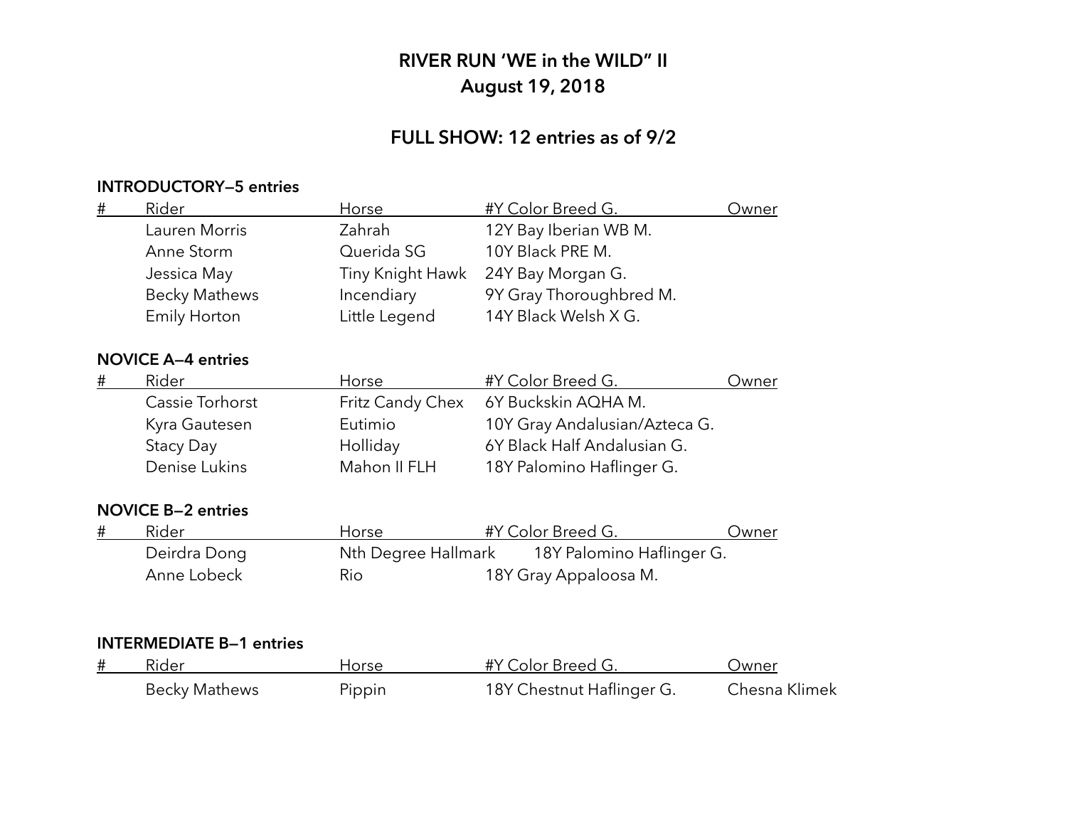# RIVER RUN 'WE in the WILD" II
# August 19, 2018

## FULL SHOW: 12 entries as of 9/2

### INTRODUCTORY—5 entries

| # | Rider | Horse | #Y Color Breed G. | Owner |
|---|---|---|---|---|
| | Lauren Morris | Zahrah | 12Y Bay Iberian WB M. | |
| | Anne Storm | Querida SG | 10Y Black PRE M. | |
| | Jessica May | Tiny Knight Hawk | 24Y Bay Morgan G. | |
| | Becky Mathews | Incendiary | 9Y Gray Thoroughbred M. | |
| | Emily Horton | Little Legend | 14Y Black Welsh X G. | |

### NOVICE A—4 entries

| # | Rider | Horse | #Y Color Breed G. | Owner |
|---|---|---|---|---|
| | Cassie Torhorst | Fritz Candy Chex | 6Y Buckskin AQHA M. | |
| | Kyra Gautesen | Eutimio | 10Y Gray Andalusian/Azteca G. | |
| | Stacy Day | Holliday | 6Y Black Half Andalusian G. | |
| | Denise Lukins | Mahon II FLH | 18Y Palomino Haflinger G. | |

### NOVICE B—2 entries

| # | Rider | Horse | #Y Color Breed G. | Owner |
|---|---|---|---|---|
| | Deirdra Dong | Nth Degree Hallmark | 18Y Palomino Haflinger G. | |
| | Anne Lobeck | Rio | 18Y Gray Appaloosa M. | |

### INTERMEDIATE B—1 entries

| # | Rider | Horse | #Y Color Breed G. | Owner |
|---|---|---|---|---|
| | Becky Mathews | Pippin | 18Y Chestnut Haflinger G. | Chesna Klimek |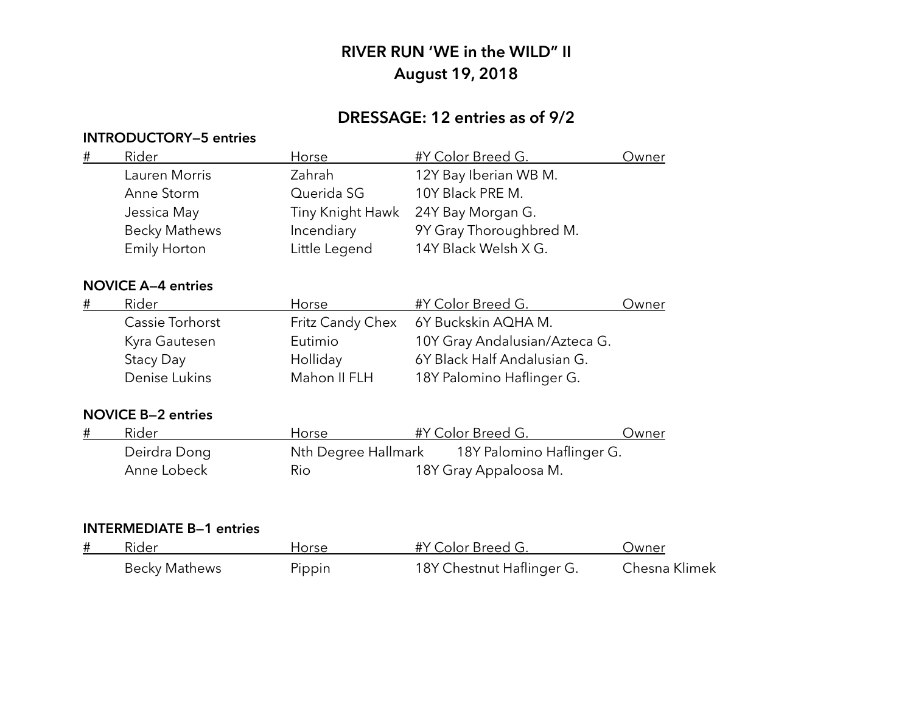# RIVER RUN 'WE in the WILD" II
## August 19, 2018

## DRESSAGE: 12 entries as of 9/2

### INTRODUCTORY—5 entries

| # | Rider | Horse | #Y Color Breed G. | Owner |
|---|---|---|---|---|
| | Lauren Morris | Zahrah | 12Y Bay Iberian WB M. | |
| | Anne Storm | Querida SG | 10Y Black PRE M. | |
| | Jessica May | Tiny Knight Hawk | 24Y Bay Morgan G. | |
| | Becky Mathews | Incendiary | 9Y Gray Thoroughbred M. | |
| | Emily Horton | Little Legend | 14Y Black Welsh X G. | |

### NOVICE A—4 entries

| # | Rider | Horse | #Y Color Breed G. | Owner |
|---|---|---|---|---|
| | Cassie Torhorst | Fritz Candy Chex | 6Y Buckskin AQHA M. | |
| | Kyra Gautesen | Eutimio | 10Y Gray Andalusian/Azteca G. | |
| | Stacy Day | Holliday | 6Y Black Half Andalusian G. | |
| | Denise Lukins | Mahon II FLH | 18Y Palomino Haflinger G. | |

### NOVICE B—2 entries

| # | Rider | Horse | #Y Color Breed G. | Owner |
|---|---|---|---|---|
| | Deirdra Dong | Nth Degree Hallmark | 18Y Palomino Haflinger G. | |
| | Anne Lobeck | Rio | 18Y Gray Appaloosa M. | |

### INTERMEDIATE B—1 entries

| # | Rider | Horse | #Y Color Breed G. | Owner |
|---|---|---|---|---|
| | Becky Mathews | Pippin | 18Y Chestnut Haflinger G. | Chesna Klimek |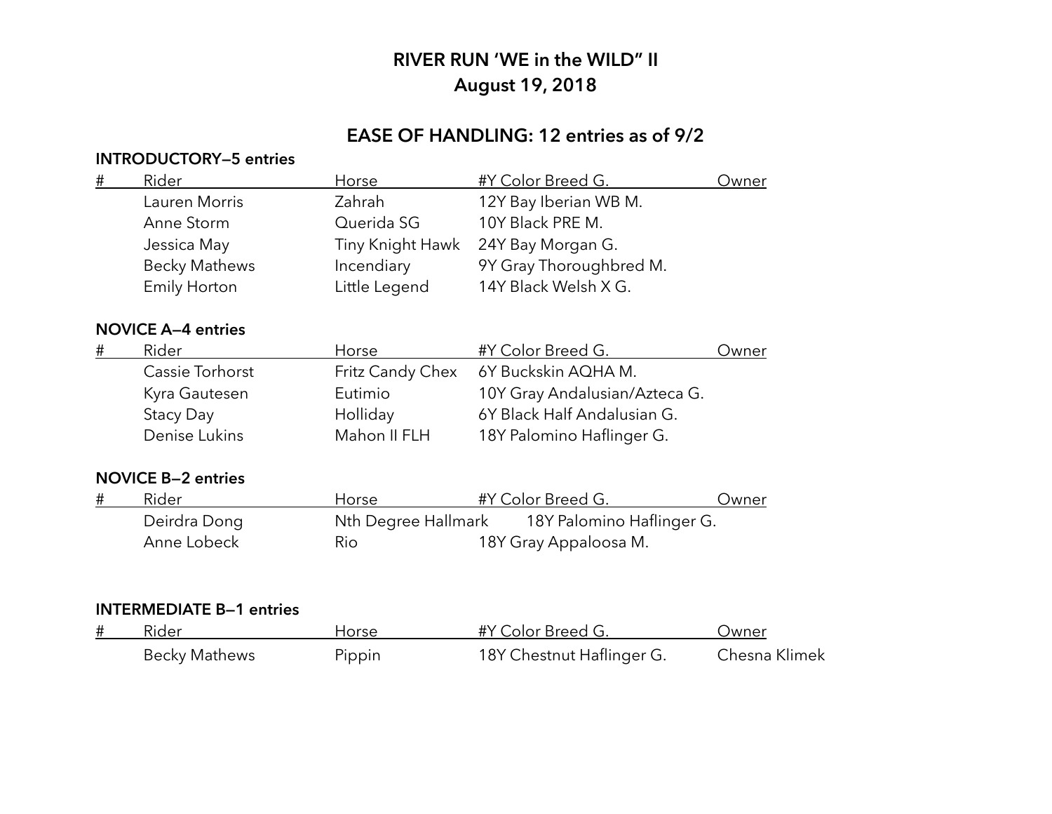# RIVER RUN 'WE in the WILD" II
## August 19, 2018

## EASE OF HANDLING: 12 entries as of 9/2

### INTRODUCTORY—5 entries

| # | Rider | Horse | #Y Color Breed G. | Owner |
|---|---|---|---|---|
| | Lauren Morris | Zahrah | 12Y Bay Iberian WB M. | |
| | Anne Storm | Querida SG | 10Y Black PRE M. | |
| | Jessica May | Tiny Knight Hawk | 24Y Bay Morgan G. | |
| | Becky Mathews | Incendiary | 9Y Gray Thoroughbred M. | |
| | Emily Horton | Little Legend | 14Y Black Welsh X G. | |

### NOVICE A—4 entries

| # | Rider | Horse | #Y Color Breed G. | Owner |
|---|---|---|---|---|
| | Cassie Torhorst | Fritz Candy Chex | 6Y Buckskin AQHA M. | |
| | Kyra Gautesen | Eutimio | 10Y Gray Andalusian/Azteca G. | |
| | Stacy Day | Holliday | 6Y Black Half Andalusian G. | |
| | Denise Lukins | Mahon II FLH | 18Y Palomino Haflinger G. | |

### NOVICE B—2 entries

| # | Rider | Horse | #Y Color Breed G. | Owner |
|---|---|---|---|---|
| | Deirdra Dong | Nth Degree Hallmark | 18Y Palomino Haflinger G. | |
| | Anne Lobeck | Rio | 18Y Gray Appaloosa M. | |

### INTERMEDIATE B—1 entries

| # | Rider | Horse | #Y Color Breed G. | Owner |
|---|---|---|---|---|
| | Becky Mathews | Pippin | 18Y Chestnut Haflinger G. | Chesna Klimek |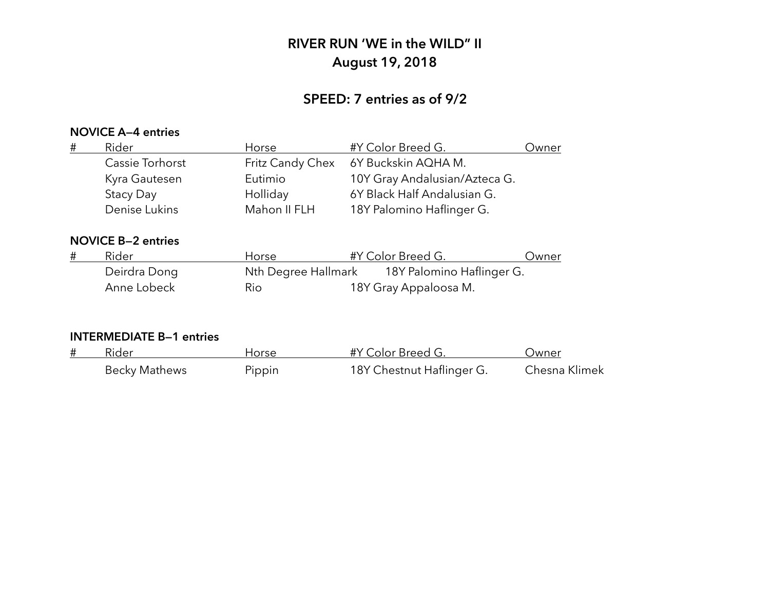# RIVER RUN 'WE in the WILD" II
# August 19, 2018

## SPEED: 7 entries as of 9/2

### NOVICE A—4 entries

| # | Rider | Horse | #Y Color Breed G. | Owner |
|---|---|---|---|---|
| | Cassie Torhorst | Fritz Candy Chex | 6Y Buckskin AQHA M. | |
| | Kyra Gautesen | Eutimio | 10Y Gray Andalusian/Azteca G. | |
| | Stacy Day | Holliday | 6Y Black Half Andalusian G. | |
| | Denise Lukins | Mahon II FLH | 18Y Palomino Haflinger G. | |

### NOVICE B—2 entries

| # | Rider | Horse | #Y Color Breed G. | Owner |
|---|---|---|---|---|
| | Deirdra Dong | Nth Degree Hallmark | 18Y Palomino Haflinger G. | |
| | Anne Lobeck | Rio | 18Y Gray Appaloosa M. | |

### INTERMEDIATE B—1 entries

| # | Rider | Horse | #Y Color Breed G. | Owner |
|---|---|---|---|---|
| | Becky Mathews | Pippin | 18Y Chestnut Haflinger G. | Chesna Klimek |